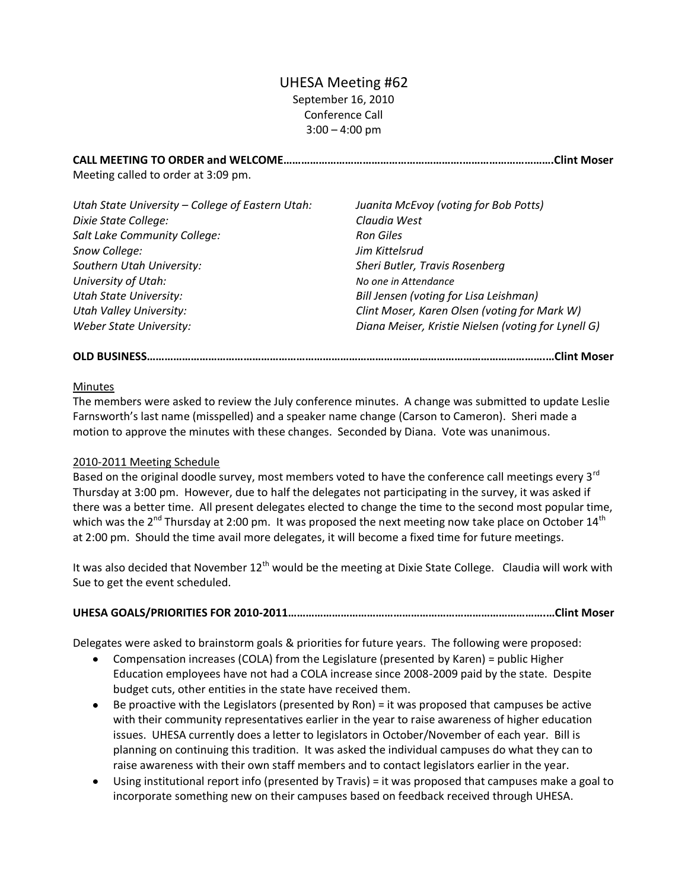# UHESA Meeting #62

September 16, 2010
Conference Call
3:00 – 4:00 pm

**CALL MEETING TO ORDER and WELCOME……………………………………………………..………………………….Clint Moser**

Meeting called to order at 3:09 pm.

| | |
|---|---|
| *Utah State University – College of Eastern Utah:* | *Juanita McEvoy (voting for Bob Potts)* |
| *Dixie State College:* | *Claudia West* |
| *Salt Lake Community College:* | *Ron Giles* |
| *Snow College:* | *Jim Kittelsrud* |
| *Southern Utah University:* | *Sheri Butler, Travis Rosenberg* |
| *University of Utah:* | *No one in Attendance* |
| *Utah State University:* | *Bill Jensen (voting for Lisa Leishman)* |
| *Utah Valley University:* | *Clint Moser, Karen Olsen (voting for Mark W)* |
| *Weber State University:* | *Diana Meiser, Kristie Nielsen (voting for Lynell G)* |

**OLD BUSINESS………………………………………………………………………………………………………………..…Clint Moser**

Minutes

The members were asked to review the July conference minutes. A change was submitted to update Leslie Farnsworth's last name (misspelled) and a speaker name change (Carson to Cameron). Sheri made a motion to approve the minutes with these changes. Seconded by Diana. Vote was unanimous.

2010-2011 Meeting Schedule

Based on the original doodle survey, most members voted to have the conference call meetings every 3rd Thursday at 3:00 pm. However, due to half the delegates not participating in the survey, it was asked if there was a better time. All present delegates elected to change the time to the second most popular time, which was the 2nd Thursday at 2:00 pm. It was proposed the next meeting now take place on October 14th at 2:00 pm. Should the time avail more delegates, it will become a fixed time for future meetings.

It was also decided that November 12th would be the meeting at Dixie State College. Claudia will work with Sue to get the event scheduled.

**UHESA GOALS/PRIORITIES FOR 2010-2011……………………………………………………………………………..…Clint Moser**

Delegates were asked to brainstorm goals & priorities for future years. The following were proposed:

- Compensation increases (COLA) from the Legislature (presented by Karen) = public Higher Education employees have not had a COLA increase since 2008-2009 paid by the state. Despite budget cuts, other entities in the state have received them.
- Be proactive with the Legislators (presented by Ron) = it was proposed that campuses be active with their community representatives earlier in the year to raise awareness of higher education issues. UHESA currently does a letter to legislators in October/November of each year. Bill is planning on continuing this tradition. It was asked the individual campuses do what they can to raise awareness with their own staff members and to contact legislators earlier in the year.
- Using institutional report info (presented by Travis) = it was proposed that campuses make a goal to incorporate something new on their campuses based on feedback received through UHESA.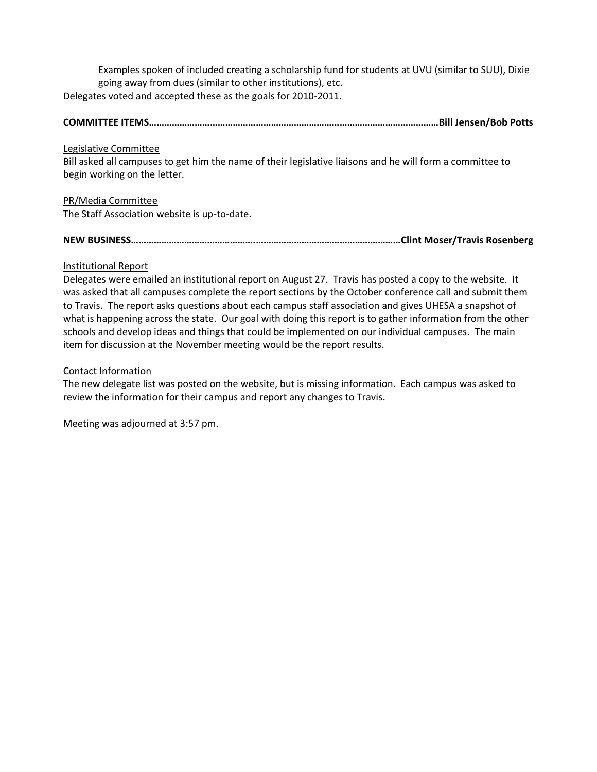Examples spoken of included creating a scholarship fund for students at UVU (similar to SUU), Dixie going away from dues (similar to other institutions), etc.

Delegates voted and accepted these as the goals for 2010-2011.

**COMMITTEE ITEMS……………………………………………………………………………………………………Bill Jensen/Bob Potts**

<u>Legislative Committee</u>

Bill asked all campuses to get him the name of their legislative liaisons and he will form a committee to begin working on the letter.

<u>PR/Media Committee</u>

The Staff Association website is up-to-date.

**NEW BUSINESS…………………………………………..…………………………………………………Clint Moser/Travis Rosenberg**

<u>Institutional Report</u>

Delegates were emailed an institutional report on August 27. Travis has posted a copy to the website. It was asked that all campuses complete the report sections by the October conference call and submit them to Travis. The report asks questions about each campus staff association and gives UHESA a snapshot of what is happening across the state. Our goal with doing this report is to gather information from the other schools and develop ideas and things that could be implemented on our individual campuses. The main item for discussion at the November meeting would be the report results.

<u>Contact Information</u>

The new delegate list was posted on the website, but is missing information. Each campus was asked to review the information for their campus and report any changes to Travis.

Meeting was adjourned at 3:57 pm.